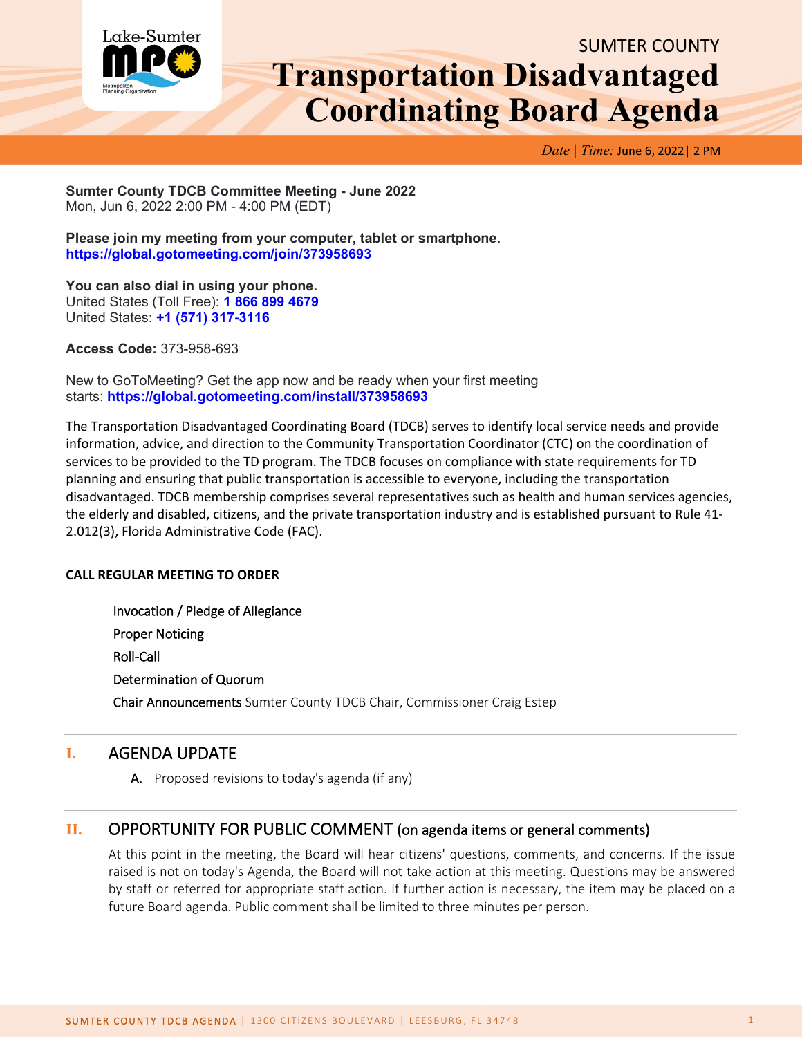Lake-Sumter MPO Metropolitan Planning Organization

SUMTER COUNTY

# Transportation Disadvantaged Coordinating Board Agenda

*Date | Time:* June 6, 2022| 2 PM

**Sumter County TDCB Committee Meeting - June 2022**
Mon, Jun 6, 2022 2:00 PM - 4:00 PM (EDT)

**Please join my meeting from your computer, tablet or smartphone.**
**https://global.gotomeeting.com/join/373958693**

**You can also dial in using your phone.**
United States (Toll Free): **1 866 899 4679**
United States: **+1 (571) 317-3116**

**Access Code:** 373-958-693

New to GoToMeeting? Get the app now and be ready when your first meeting starts: **https://global.gotomeeting.com/install/373958693**

The Transportation Disadvantaged Coordinating Board (TDCB) serves to identify local service needs and provide information, advice, and direction to the Community Transportation Coordinator (CTC) on the coordination of services to be provided to the TD program. The TDCB focuses on compliance with state requirements for TD planning and ensuring that public transportation is accessible to everyone, including the transportation disadvantaged. TDCB membership comprises several representatives such as health and human services agencies, the elderly and disabled, citizens, and the private transportation industry and is established pursuant to Rule 41-2.012(3), Florida Administrative Code (FAC).

**CALL REGULAR MEETING TO ORDER**

Invocation / Pledge of Allegiance
Proper Noticing
Roll-Call
Determination of Quorum
Chair Announcements Sumter County TDCB Chair, Commissioner Craig Estep

## I. AGENDA UPDATE

A. Proposed revisions to today's agenda (if any)

## II. OPPORTUNITY FOR PUBLIC COMMENT (on agenda items or general comments)

At this point in the meeting, the Board will hear citizens' questions, comments, and concerns. If the issue raised is not on today's Agenda, the Board will not take action at this meeting. Questions may be answered by staff or referred for appropriate staff action. If further action is necessary, the item may be placed on a future Board agenda. Public comment shall be limited to three minutes per person.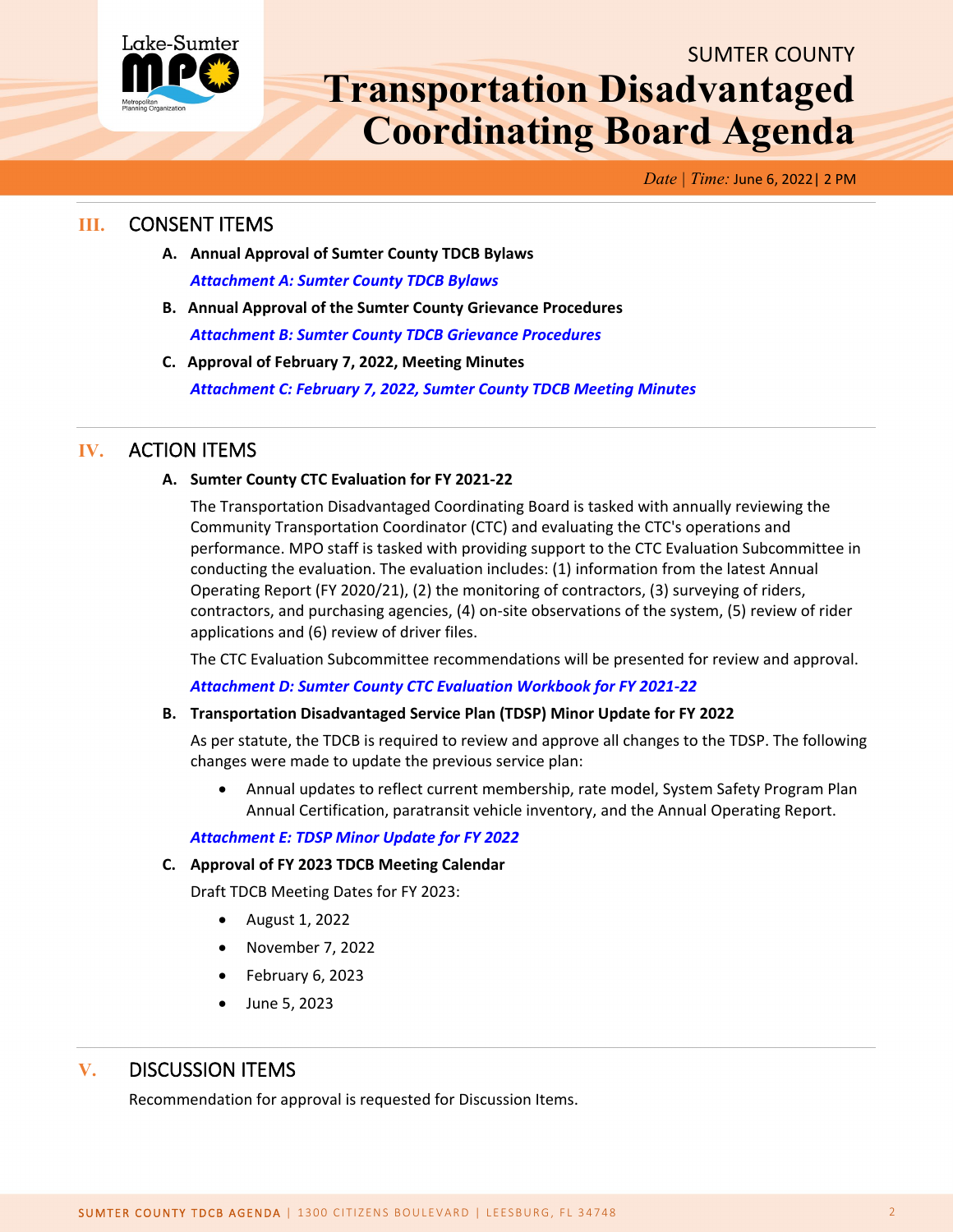# SUMTER COUNTY

# Transportation Disadvantaged Coordinating Board Agenda

*Date* | *Time:* June 6, 2022| 2 PM

## III. CONSENT ITEMS

**A. Annual Approval of Sumter County TDCB Bylaws**

***Attachment A: Sumter County TDCB Bylaws***

**B. Annual Approval of the Sumter County Grievance Procedures**

***Attachment B: Sumter County TDCB Grievance Procedures***

**C. Approval of February 7, 2022, Meeting Minutes**

***Attachment C: February 7, 2022, Sumter County TDCB Meeting Minutes***

## IV. ACTION ITEMS

**A. Sumter County CTC Evaluation for FY 2021-22**

The Transportation Disadvantaged Coordinating Board is tasked with annually reviewing the Community Transportation Coordinator (CTC) and evaluating the CTC's operations and performance. MPO staff is tasked with providing support to the CTC Evaluation Subcommittee in conducting the evaluation. The evaluation includes: (1) information from the latest Annual Operating Report (FY 2020/21), (2) the monitoring of contractors, (3) surveying of riders, contractors, and purchasing agencies, (4) on-site observations of the system, (5) review of rider applications and (6) review of driver files.

The CTC Evaluation Subcommittee recommendations will be presented for review and approval.

***Attachment D: Sumter County CTC Evaluation Workbook for FY 2021-22***

**B. Transportation Disadvantaged Service Plan (TDSP) Minor Update for FY 2022**

As per statute, the TDCB is required to review and approve all changes to the TDSP. The following changes were made to update the previous service plan:

- Annual updates to reflect current membership, rate model, System Safety Program Plan Annual Certification, paratransit vehicle inventory, and the Annual Operating Report.

***Attachment E: TDSP Minor Update for FY 2022***

**C. Approval of FY 2023 TDCB Meeting Calendar**

Draft TDCB Meeting Dates for FY 2023:

- August 1, 2022
- November 7, 2022
- February 6, 2023
- June 5, 2023

## V. DISCUSSION ITEMS

Recommendation for approval is requested for Discussion Items.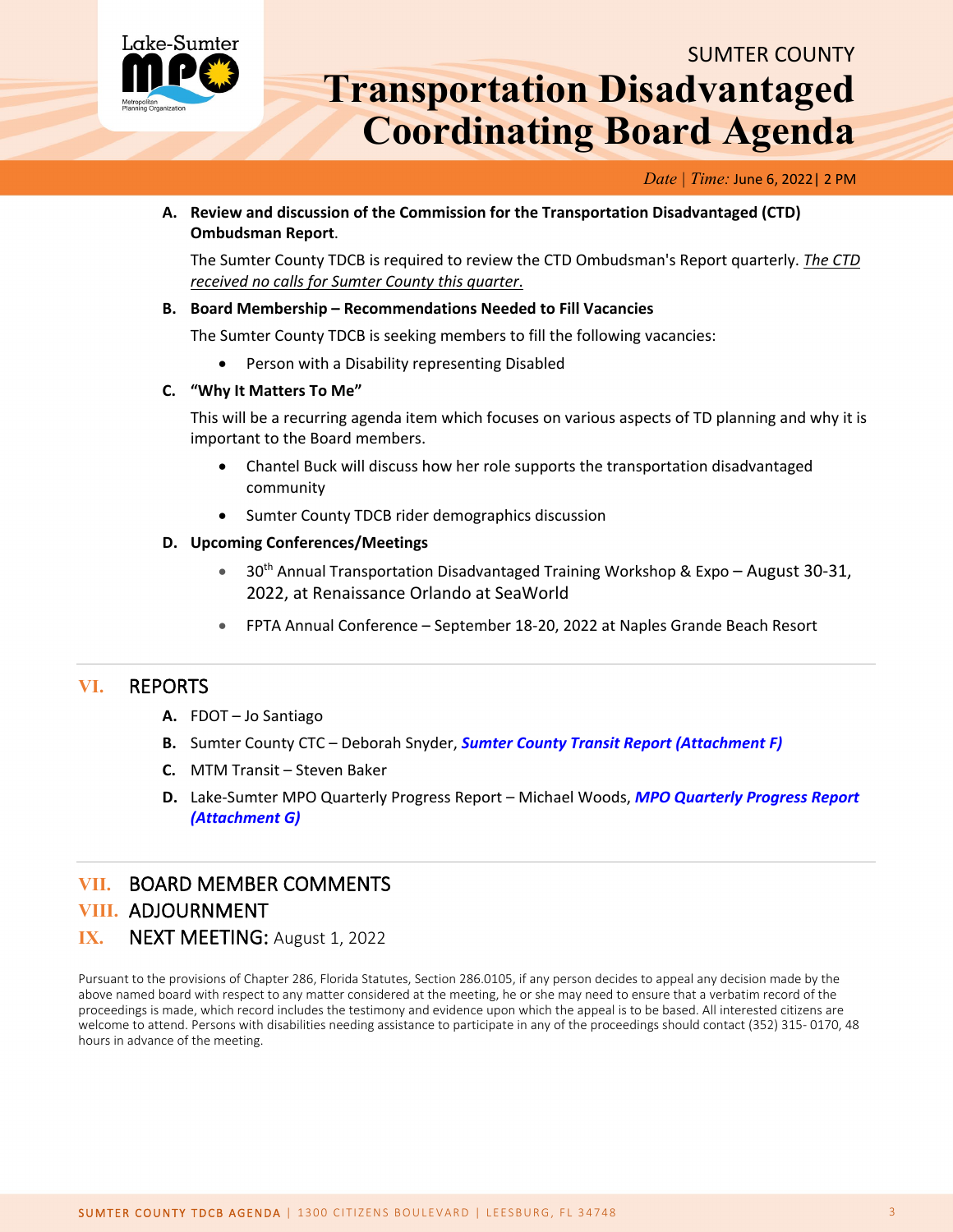**A. Review and discussion of the Commission for the Transportation Disadvantaged (CTD) Ombudsman Report**.

The Sumter County TDCB is required to review the CTD Ombudsman's Report quarterly. *The CTD received no calls for Sumter County this quarter.*

**B. Board Membership – Recommendations Needed to Fill Vacancies**

The Sumter County TDCB is seeking members to fill the following vacancies:

- Person with a Disability representing Disabled

**C. "Why It Matters To Me"**

This will be a recurring agenda item which focuses on various aspects of TD planning and why it is important to the Board members.

- Chantel Buck will discuss how her role supports the transportation disadvantaged community
- Sumter County TDCB rider demographics discussion

**D. Upcoming Conferences/Meetings**

- 30th Annual Transportation Disadvantaged Training Workshop & Expo – August 30-31, 2022, at Renaissance Orlando at SeaWorld
- FPTA Annual Conference – September 18-20, 2022 at Naples Grande Beach Resort

## VI. REPORTS

**A.** FDOT – Jo Santiago

**B.** Sumter County CTC – Deborah Snyder, ***Sumter County Transit Report (Attachment F)***

**C.** MTM Transit – Steven Baker

**D.** Lake-Sumter MPO Quarterly Progress Report – Michael Woods, ***MPO Quarterly Progress Report (Attachment G)***

## VII. BOARD MEMBER COMMENTS

## VIII. ADJOURNMENT

## IX. NEXT MEETING: August 1, 2022

Pursuant to the provisions of Chapter 286, Florida Statutes, Section 286.0105, if any person decides to appeal any decision made by the above named board with respect to any matter considered at the meeting, he or she may need to ensure that a verbatim record of the proceedings is made, which record includes the testimony and evidence upon which the appeal is to be based. All interested citizens are welcome to attend. Persons with disabilities needing assistance to participate in any of the proceedings should contact (352) 315- 0170, 48 hours in advance of the meeting.